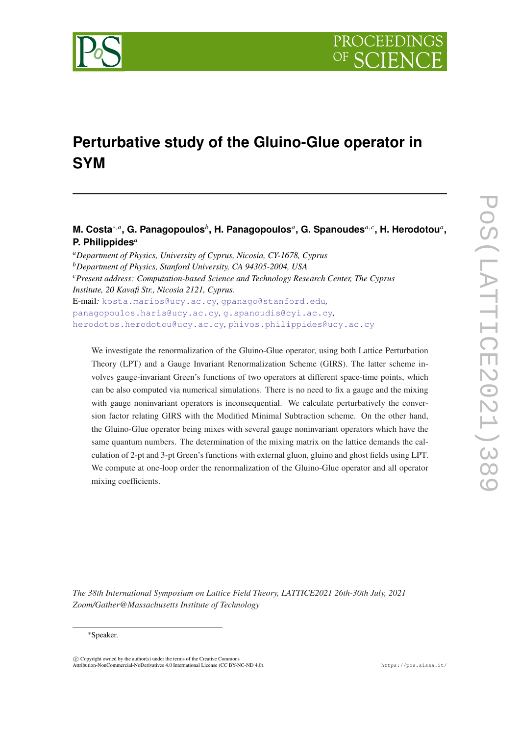# Perturbative study of the Gluino-Glue operator in SYM

**M. Costa**[*,a], **G. Panagopoulos**[b], **H. Panagopoulos**[a], **G. Spanoudes**[a,c], **H. Herodotou**[a], **P. Philippides**[a]

[a]*Department of Physics, University of Cyprus, Nicosia, CY-1678, Cyprus*
[b]*Department of Physics, Stanford University, CA 94305-2004, USA*
[c]*Present address: Computation-based Science and Technology Research Center, The Cyprus Institute, 20 Kavafi Str., Nicosia 2121, Cyprus.*

E-mail: kosta.marios@ucy.ac.cy, gpanago@stanford.edu, panagopoulos.haris@ucy.ac.cy, g.spanoudis@cyi.ac.cy, herodotos.herodotou@ucy.ac.cy, phivos.philippides@ucy.ac.cy

We investigate the renormalization of the Gluino-Glue operator, using both Lattice Perturbation Theory (LPT) and a Gauge Invariant Renormalization Scheme (GIRS). The latter scheme involves gauge-invariant Green's functions of two operators at different space-time points, which can be also computed via numerical simulations. There is no need to fix a gauge and the mixing with gauge noninvariant operators is inconsequential. We calculate perturbatively the conversion factor relating GIRS with the Modified Minimal Subtraction scheme. On the other hand, the Gluino-Glue operator being mixes with several gauge noninvariant operators which have the same quantum numbers. The determination of the mixing matrix on the lattice demands the calculation of 2-pt and 3-pt Green's functions with external gluon, gluino and ghost fields using LPT. We compute at one-loop order the renormalization of the Gluino-Glue operator and all operator mixing coefficients.

*The 38th International Symposium on Lattice Field Theory, LATTICE2021 26th-30th July, 2021*
*Zoom/Gather@Massachusetts Institute of Technology*

*Speaker.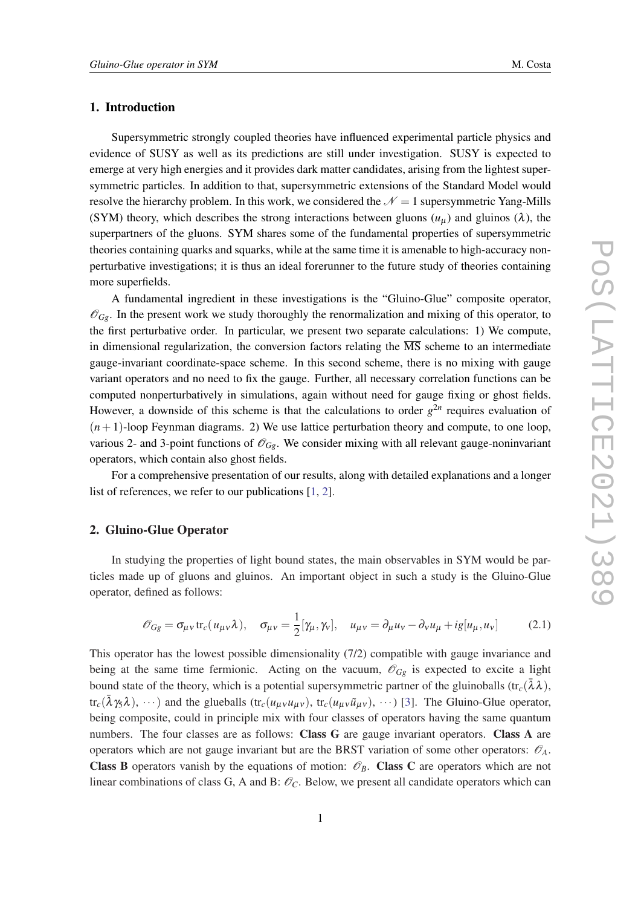## 1. Introduction

Supersymmetric strongly coupled theories have influenced experimental particle physics and evidence of SUSY as well as its predictions are still under investigation. SUSY is expected to emerge at very high energies and it provides dark matter candidates, arising from the lightest supersymmetric particles. In addition to that, supersymmetric extensions of the Standard Model would resolve the hierarchy problem. In this work, we considered the $\mathcal{N}=1$ supersymmetric Yang-Mills (SYM) theory, which describes the strong interactions between gluons ($u_\mu$) and gluinos ($\lambda$), the superpartners of the gluons. SYM shares some of the fundamental properties of supersymmetric theories containing quarks and squarks, while at the same time it is amenable to high-accuracy nonperturbative investigations; it is thus an ideal forerunner to the future study of theories containing more superfields.

A fundamental ingredient in these investigations is the "Gluino-Glue" composite operator, $\mathcal{O}_{Gg}$. In the present work we study thoroughly the renormalization and mixing of this operator, to the first perturbative order. In particular, we present two separate calculations: 1) We compute, in dimensional regularization, the conversion factors relating the $\overline{\text{MS}}$ scheme to an intermediate gauge-invariant coordinate-space scheme. In this second scheme, there is no mixing with gauge variant operators and no need to fix the gauge. Further, all necessary correlation functions can be computed nonperturbatively in simulations, again without need for gauge fixing or ghost fields. However, a downside of this scheme is that the calculations to order $g^{2n}$ requires evaluation of $(n+1)$-loop Feynman diagrams. 2) We use lattice perturbation theory and compute, to one loop, various 2- and 3-point functions of $\mathcal{O}_{Gg}$. We consider mixing with all relevant gauge-noninvariant operators, which contain also ghost fields.

For a comprehensive presentation of our results, along with detailed explanations and a longer list of references, we refer to our publications [1, 2].

## 2. Gluino-Glue Operator

In studying the properties of light bound states, the main observables in SYM would be particles made up of gluons and gluinos. An important object in such a study is the Gluino-Glue operator, defined as follows:

$$\mathcal{O}_{Gg} = \sigma_{\mu\nu}\,\text{tr}_c(u_{\mu\nu}\lambda), \quad \sigma_{\mu\nu} = \frac{1}{2}[\gamma_\mu, \gamma_\nu], \quad u_{\mu\nu} = \partial_\mu u_\nu - \partial_\nu u_\mu + ig[u_\mu, u_\nu] \tag{2.1}$$

This operator has the lowest possible dimensionality (7/2) compatible with gauge invariance and being at the same time fermionic. Acting on the vacuum, $\mathcal{O}_{Gg}$ is expected to excite a light bound state of the theory, which is a potential supersymmetric partner of the gluinoballs ($\text{tr}_c(\bar{\lambda}\lambda)$, $\text{tr}_c(\bar{\lambda}\gamma_5\lambda)$, $\cdots$) and the glueballs ($\text{tr}_c(u_{\mu\nu}u_{\mu\nu})$, $\text{tr}_c(u_{\mu\nu}\tilde{u}_{\mu\nu})$, $\cdots$) [3]. The Gluino-Glue operator, being composite, could in principle mix with four classes of operators having the same quantum numbers. The four classes are as follows: **Class G** are gauge invariant operators. **Class A** are operators which are not gauge invariant but are the BRST variation of some other operators: $\mathcal{O}_A$. **Class B** operators vanish by the equations of motion: $\mathcal{O}_B$. **Class C** are operators which are not linear combinations of class G, A and B: $\mathcal{O}_C$. Below, we present all candidate operators which can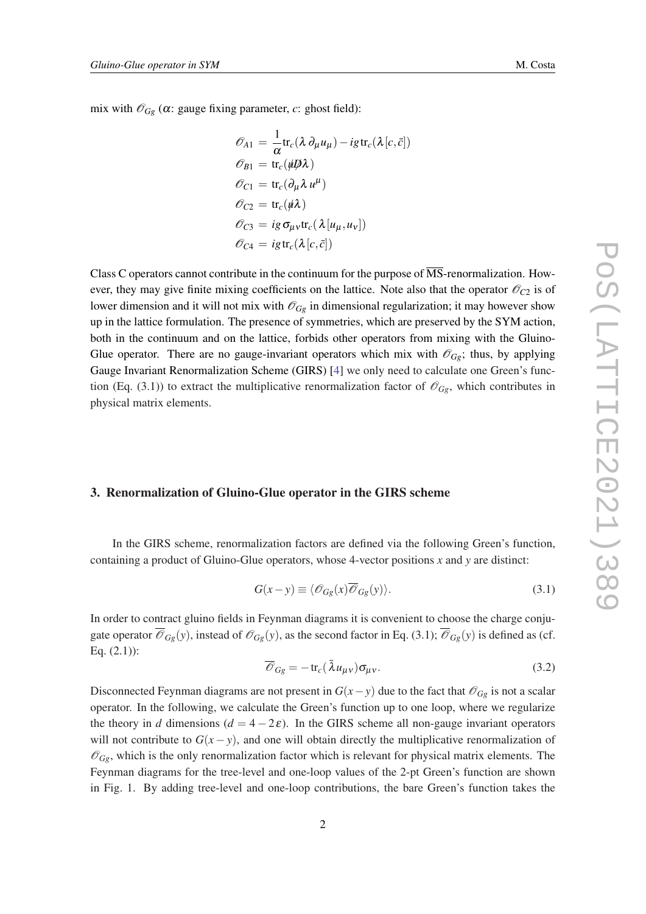mix with $\mathscr{O}_{Gg}$ ($\alpha$: gauge fixing parameter, $c$: ghost field):

$$
\begin{aligned}
\mathscr{O}_{A1} &= \frac{1}{\alpha}\mathrm{tr}_c(\lambda\,\partial_\mu u_\mu) - ig\,\mathrm{tr}_c(\lambda[c,\bar{c}]) \\
\mathscr{O}_{B1} &= \mathrm{tr}_c(\not{u}\not{D}\lambda) \\
\mathscr{O}_{C1} &= \mathrm{tr}_c(\partial_\mu\lambda\, u^\mu) \\
\mathscr{O}_{C2} &= \mathrm{tr}_c(\not{u}\lambda) \\
\mathscr{O}_{C3} &= ig\,\sigma_{\mu\nu}\mathrm{tr}_c(\lambda[u_\mu,u_\nu]) \\
\mathscr{O}_{C4} &= ig\,\mathrm{tr}_c(\lambda[c,\bar{c}])
\end{aligned}
$$

Class C operators cannot contribute in the continuum for the purpose of $\overline{\mathrm{MS}}$-renormalization. However, they may give finite mixing coefficients on the lattice. Note also that the operator $\mathscr{O}_{C2}$ is of lower dimension and it will not mix with $\mathscr{O}_{Gg}$ in dimensional regularization; it may however show up in the lattice formulation. The presence of symmetries, which are preserved by the SYM action, both in the continuum and on the lattice, forbids other operators from mixing with the Gluino-Glue operator. There are no gauge-invariant operators which mix with $\mathscr{O}_{Gg}$; thus, by applying Gauge Invariant Renormalization Scheme (GIRS) [4] we only need to calculate one Green's function (Eq. (3.1)) to extract the multiplicative renormalization factor of $\mathscr{O}_{Gg}$, which contributes in physical matrix elements.

## 3. Renormalization of Gluino-Glue operator in the GIRS scheme

In the GIRS scheme, renormalization factors are defined via the following Green's function, containing a product of Gluino-Glue operators, whose 4-vector positions $x$ and $y$ are distinct:

$$
G(x-y) \equiv \langle \mathscr{O}_{Gg}(x)\overline{\mathscr{O}}_{Gg}(y)\rangle. \tag{3.1}
$$

In order to contract gluino fields in Feynman diagrams it is convenient to choose the charge conjugate operator $\overline{\mathscr{O}}_{Gg}(y)$, instead of $\mathscr{O}_{Gg}(y)$, as the second factor in Eq. (3.1); $\overline{\mathscr{O}}_{Gg}(y)$ is defined as (cf. Eq. (2.1)):

$$
\overline{\mathscr{O}}_{Gg} = -\,\mathrm{tr}_c(\bar{\lambda}\,u_{\mu\nu})\sigma_{\mu\nu}. \tag{3.2}
$$

Disconnected Feynman diagrams are not present in $G(x-y)$ due to the fact that $\mathscr{O}_{Gg}$ is not a scalar operator. In the following, we calculate the Green's function up to one loop, where we regularize the theory in $d$ dimensions ($d = 4-2\varepsilon$). In the GIRS scheme all non-gauge invariant operators will not contribute to $G(x-y)$, and one will obtain directly the multiplicative renormalization of $\mathscr{O}_{Gg}$, which is the only renormalization factor which is relevant for physical matrix elements. The Feynman diagrams for the tree-level and one-loop values of the 2-pt Green's function are shown in Fig. 1. By adding tree-level and one-loop contributions, the bare Green's function takes the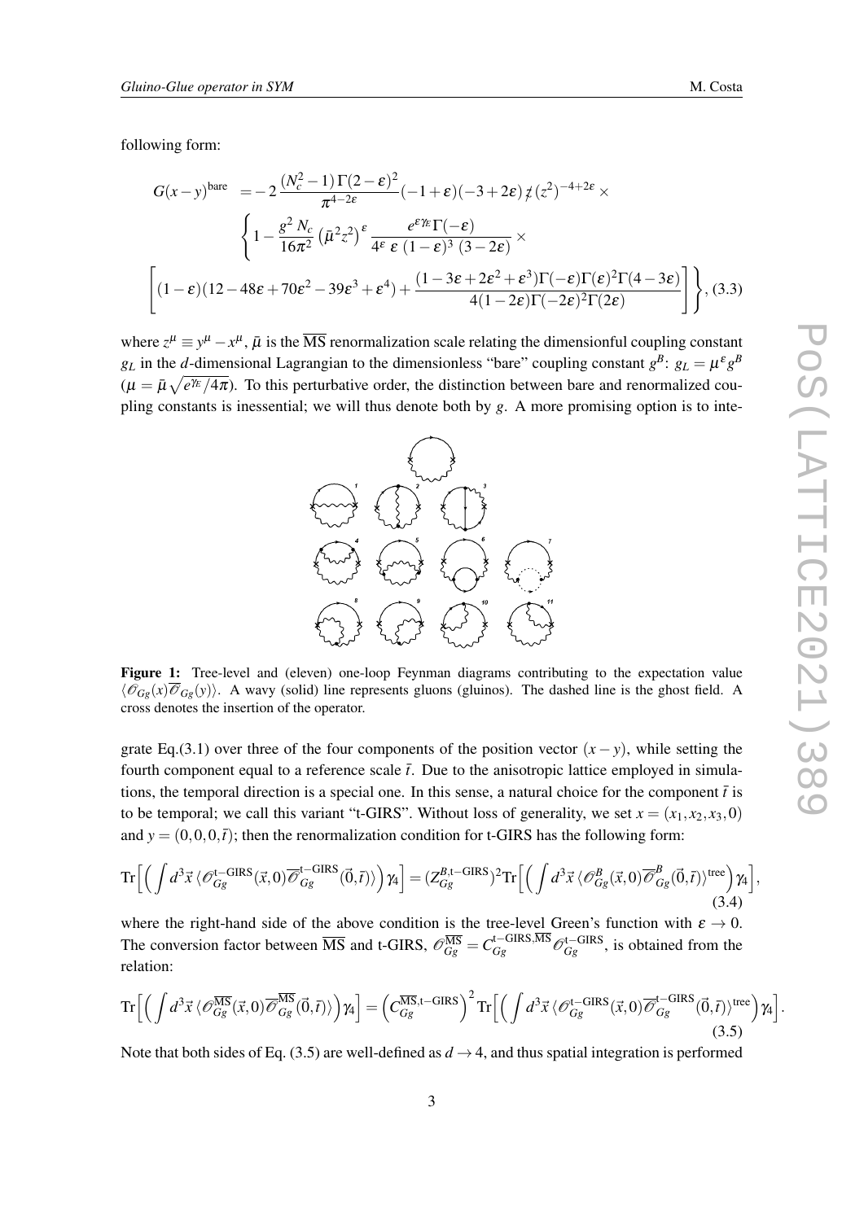following form:

$$G(x-y)^{\rm bare} = -2\,\frac{(N_c^2-1)\,\Gamma(2-\varepsilon)^2}{\pi^{4-2\varepsilon}}(-1+\varepsilon)(-3+2\varepsilon)\,\not{z}\,(z^2)^{-4+2\varepsilon}\times$$
$$\Bigg\{1-\frac{g^2\,N_c}{16\pi^2}\left(\bar\mu^2 z^2\right)^{\varepsilon}\frac{e^{\varepsilon\gamma_E}\Gamma(-\varepsilon)}{4^{\varepsilon}\;\varepsilon\;(1-\varepsilon)^3\;(3-2\varepsilon)}\times$$
$$\left[(1-\varepsilon)(12-48\varepsilon+70\varepsilon^2-39\varepsilon^3+\varepsilon^4)+\frac{(1-3\varepsilon+2\varepsilon^2+\varepsilon^3)\Gamma(-\varepsilon)\Gamma(\varepsilon)^2\Gamma(4-3\varepsilon)}{4(1-2\varepsilon)\Gamma(-2\varepsilon)^2\Gamma(2\varepsilon)}\right]\Bigg\}, \quad (3.3)$$

where $z^\mu \equiv y^\mu - x^\mu$, $\bar\mu$ is the $\overline{\rm MS}$ renormalization scale relating the dimensionful coupling constant $g_L$ in the $d$-dimensional Lagrangian to the dimensionless "bare" coupling constant $g^B$: $g_L = \mu^\varepsilon g^B$ ($\mu = \bar\mu\sqrt{e^{\gamma_E}/4\pi}$). To this perturbative order, the distinction between bare and renormalized coupling constants is inessential; we will thus denote both by $g$. A more promising option is to integrate Eq.(3.1) over three of the four components of the position vector $(x-y)$, while setting the fourth component equal to a reference scale $\bar t$. Due to the anisotropic lattice employed in simulations, the temporal direction is a special one. In this sense, a natural choice for the component $\bar t$ is to be temporal; we call this variant "t-GIRS". Without loss of generality, we set $x=(x_1,x_2,x_3,0)$ and $y=(0,0,0,\bar t)$; then the renormalization condition for t-GIRS has the following form:

**Figure 1:** Tree-level and (eleven) one-loop Feynman diagrams contributing to the expectation value $\langle \mathcal{O}_{Gg}(x)\overline{\mathcal{O}}_{Gg}(y)\rangle$. A wavy (solid) line represents gluons (gluinos). The dashed line is the ghost field. A cross denotes the insertion of the operator.

$${\rm Tr}\Big[\Big(\int d^3\vec x\,\langle \mathcal{O}_{Gg}^{\rm t-GIRS}(\vec x,0)\overline{\mathcal{O}}_{Gg}^{\rm t-GIRS}(\vec 0,\bar t)\rangle\Big)\gamma_4\Big] = (Z_{Gg}^{B,\rm t-GIRS})^2\,{\rm Tr}\Big[\Big(\int d^3\vec x\,\langle \mathcal{O}_{Gg}^{B}(\vec x,0)\overline{\mathcal{O}}_{Gg}^{B}(\vec 0,\bar t)\rangle^{\rm tree}\Big)\gamma_4\Big], \quad (3.4)$$

where the right-hand side of the above condition is the tree-level Green's function with $\varepsilon\to 0$. The conversion factor between $\overline{\rm MS}$ and t-GIRS, $\mathcal{O}_{Gg}^{\overline{\rm MS}} = C_{Gg}^{\rm t-GIRS,\overline{\rm MS}}\mathcal{O}_{Gg}^{\rm t-GIRS}$, is obtained from the relation:

$${\rm Tr}\Big[\Big(\int d^3\vec x\,\langle \mathcal{O}_{Gg}^{\overline{\rm MS}}(\vec x,0)\overline{\mathcal{O}}_{Gg}^{\overline{\rm MS}}(\vec 0,\bar t)\rangle\Big)\gamma_4\Big] = \Big(C_{Gg}^{\overline{\rm MS},\rm t-GIRS}\Big)^2\,{\rm Tr}\Big[\Big(\int d^3\vec x\,\langle \mathcal{O}_{Gg}^{\rm t-GIRS}(\vec x,0)\overline{\mathcal{O}}_{Gg}^{\rm t-GIRS}(\vec 0,\bar t)\rangle^{\rm tree}\Big)\gamma_4\Big]. \quad (3.5)$$

Note that both sides of Eq. (3.5) are well-defined as $d\to 4$, and thus spatial integration is performed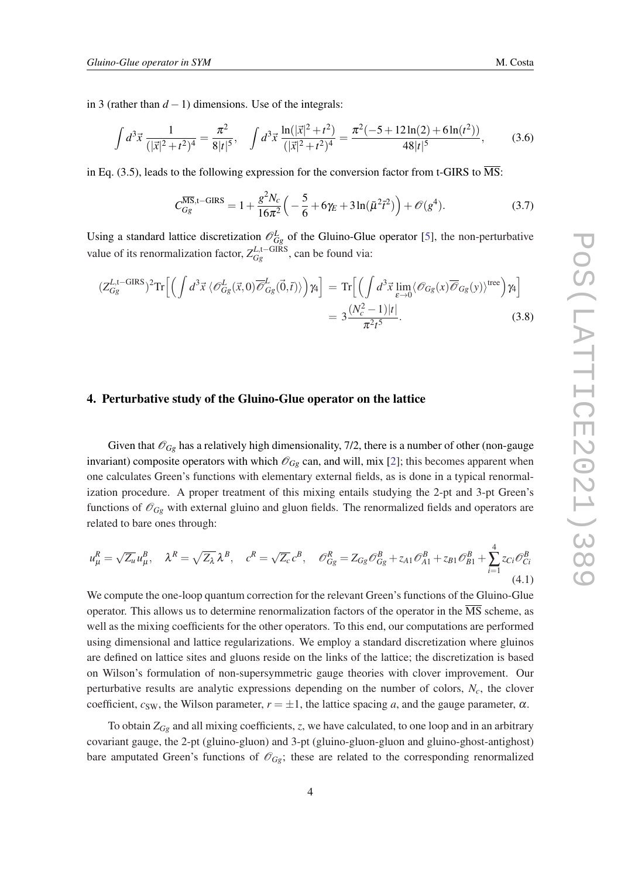in 3 (rather than $d-1$) dimensions. Use of the integrals:

$$\int d^3\vec{x}\, \frac{1}{(|\vec{x}|^2+t^2)^4} = \frac{\pi^2}{8|t|^5}, \quad \int d^3\vec{x}\, \frac{\ln(|\vec{x}|^2+t^2)}{(|\vec{x}|^2+t^2)^4} = \frac{\pi^2(-5+12\ln(2)+6\ln(t^2))}{48|t|^5}, \tag{3.6}$$

in Eq. (3.5), leads to the following expression for the conversion factor from t-GIRS to $\overline{\text{MS}}$:

$$C_{Gg}^{\overline{\text{MS}},\text{t}-\text{GIRS}} = 1 + \frac{g^2 N_c}{16\pi^2}\Big(-\frac{5}{6} + 6\gamma_E + 3\ln(\bar{\mu}^2\bar{t}^2)\Big) + \mathcal{O}(g^4). \tag{3.7}$$

Using a standard lattice discretization $\mathcal{O}_{Gg}^{L}$ of the Gluino-Glue operator [5], the non-perturbative value of its renormalization factor, $Z_{Gg}^{L,\text{t}-\text{GIRS}}$, can be found via:

$$\begin{aligned}(Z_{Gg}^{L,\text{t}-\text{GIRS}})^2 \text{Tr}\Big[\Big(\int d^3\vec{x}\, \langle \mathcal{O}_{Gg}^{L}(\vec{x},0)\overline{\mathcal{O}}_{Gg}^{L}(\vec{0},\bar{t})\rangle\Big)\gamma_4\Big] &= \text{Tr}\Big[\Big(\int d^3\vec{x} \lim_{\varepsilon\to 0}\langle \mathcal{O}_{Gg}(x)\overline{\mathcal{O}}_{Gg}(y)\rangle^{\text{tree}}\Big)\gamma_4\Big] \\ &= 3\frac{(N_c^2-1)|t|}{\pi^2 t^5}. \end{aligned} \tag{3.8}$$

## 4. Perturbative study of the Gluino-Glue operator on the lattice

Given that $\mathcal{O}_{Gg}$ has a relatively high dimensionality, 7/2, there is a number of other (non-gauge invariant) composite operators with which $\mathcal{O}_{Gg}$ can, and will, mix [2]; this becomes apparent when one calculates Green's functions with elementary external fields, as is done in a typical renormalization procedure. A proper treatment of this mixing entails studying the 2-pt and 3-pt Green's functions of $\mathcal{O}_{Gg}$ with external gluino and gluon fields. The renormalized fields and operators are related to bare ones through:

$$u_\mu^R = \sqrt{Z_u}\, u_\mu^B, \quad \lambda^R = \sqrt{Z_\lambda}\,\lambda^B, \quad c^R = \sqrt{Z_c}\, c^B, \quad \mathcal{O}_{Gg}^R = Z_{Gg}\mathcal{O}_{Gg}^B + z_{A1}\mathcal{O}_{A1}^B + z_{B1}\mathcal{O}_{B1}^B + \sum_{i=1}^{4} z_{Ci}\mathcal{O}_{Ci}^B \tag{4.1}$$

We compute the one-loop quantum correction for the relevant Green's functions of the Gluino-Glue operator. This allows us to determine renormalization factors of the operator in the $\overline{\text{MS}}$ scheme, as well as the mixing coefficients for the other operators. To this end, our computations are performed using dimensional and lattice regularizations. We employ a standard discretization where gluinos are defined on lattice sites and gluons reside on the links of the lattice; the discretization is based on Wilson's formulation of non-supersymmetric gauge theories with clover improvement. Our perturbative results are analytic expressions depending on the number of colors, $N_c$, the clover coefficient, $c_{\text{SW}}$, the Wilson parameter, $r=\pm 1$, the lattice spacing $a$, and the gauge parameter, $\alpha$.

To obtain $Z_{Gg}$ and all mixing coefficients, $z$, we have calculated, to one loop and in an arbitrary covariant gauge, the 2-pt (gluino-gluon) and 3-pt (gluino-gluon-gluon and gluino-ghost-antighost) bare amputated Green's functions of $\mathcal{O}_{Gg}$; these are related to the corresponding renormalized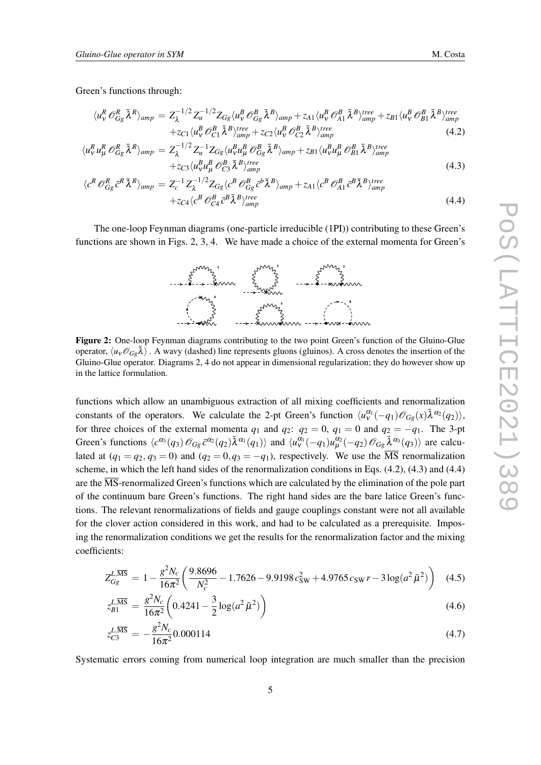Green's functions through:

$$
\begin{aligned}
\langle u_\nu^R \mathcal{O}_{Gg}^R \bar\lambda^R\rangle_{amp} &= Z_\lambda^{-1/2} Z_u^{-1/2} Z_{Gg} \langle u_\nu^B \mathcal{O}_{Gg}^B \bar\lambda^B\rangle_{amp} + z_{A1}\langle u_\nu^B \mathcal{O}_{A1}^B \bar\lambda^B\rangle_{amp}^{tree} + z_{B1}\langle u_\nu^B \mathcal{O}_{B1}^B \bar\lambda^B\rangle_{amp}^{tree} \\
&\quad + z_{C1}\langle u_\nu^B \mathcal{O}_{C1}^B \bar\lambda^B\rangle_{amp}^{tree} + z_{C2}\langle u_\nu^B \mathcal{O}_{C2}^B \bar\lambda^B\rangle_{amp}^{tree} \qquad (4.2)
\end{aligned}
$$

$$
\begin{aligned}
\langle u_\nu^R u_\mu^R \mathcal{O}_{Gg}^R \bar\lambda^R\rangle_{amp} &= Z_\lambda^{-1/2} Z_u^{-1} Z_{Gg} \langle u_\nu^B u_\mu^B \mathcal{O}_{Gg}^B \bar\lambda^B\rangle_{amp} + z_{B1}\langle u_\nu^B u_\mu^B \mathcal{O}_{B1}^B \bar\lambda^B\rangle_{amp}^{tree} \\
&\quad + z_{C3}\langle u_\nu^B u_\mu^B \mathcal{O}_{C3}^B \bar\lambda^B\rangle_{amp}^{tree} \qquad (4.3)
\end{aligned}
$$

$$
\begin{aligned}
\langle c^R \mathcal{O}_{Gg}^R \bar c^R \bar\lambda^R\rangle_{amp} &= Z_c^{-1} Z_\lambda^{-1/2} Z_{Gg} \langle c^B \mathcal{O}_{Gg}^B \bar c^b \bar\lambda^B\rangle_{amp} + z_{A1}\langle c^B \mathcal{O}_{A1}^B \bar c^B \bar\lambda^B\rangle_{amp}^{tree} \\
&\quad + z_{C4}\langle c^B \mathcal{O}_{C4}^B \bar c^B \bar\lambda^B\rangle_{amp}^{tree} \qquad (4.4)
\end{aligned}
$$

The one-loop Feynman diagrams (one-particle irreducible (1PI)) contributing to these Green's functions are shown in Figs. 2, 3, 4. We have made a choice of the external momenta for Green's

**Figure 2:** One-loop Feynman diagrams contributing to the two point Green's function of the Gluino-Glue operator, $\langle u_\nu \mathcal{O}_{Gg} \bar\lambda\rangle$ . A wavy (dashed) line represents gluons (gluinos). A cross denotes the insertion of the Gluino-Glue operator. Diagrams 2, 4 do not appear in dimensional regularization; they do however show up in the lattice formulation.

functions which allow an unambiguous extraction of all mixing coefficients and renormalization constants of the operators. We calculate the 2-pt Green's function $\langle u_\nu^{\alpha_1}(-q_1)\mathcal{O}_{Gg}(x)\bar\lambda^{\alpha_2}(q_2)\rangle$, for three choices of the external momenta $q_1$ and $q_2$: $q_2 = 0$, $q_1 = 0$ and $q_2 = -q_1$. The 3-pt Green's functions $\langle c^{\alpha_3}(q_3)\,\mathcal{O}_{Gg}\,\bar c^{\alpha_2}(q_2)\bar\lambda^{\alpha_1}(q_1)\rangle$ and $\langle u_\nu^{\alpha_1}(-q_1)u_\mu^{\alpha_2}(-q_2)\,\mathcal{O}_{Gg}\,\bar\lambda^{\alpha_3}(q_3)\rangle$ are calculated at $(q_1 = q_2, q_3 = 0)$ and $(q_2 = 0, q_3 = -q_1)$, respectively. We use the $\overline{\text{MS}}$ renormalization scheme, in which the left hand sides of the renormalization conditions in Eqs. (4.2), (4.3) and (4.4) are the $\overline{\text{MS}}$-renormalized Green's functions which are calculated by the elimination of the pole part of the continuum bare Green's functions. The right hand sides are the bare latice Green's functions. The relevant renormalizations of fields and gauge couplings constant were not all available for the clover action considered in this work, and had to be calculated as a prerequisite. Imposing the renormalization conditions we get the results for the renormalization factor and the mixing coefficients:

$$
Z_{Gg}^{L,\overline{\text{MS}}} = 1 - \frac{g^2 N_c}{16\pi^2}\left(\frac{9.8696}{N_c^2} - 1.7626 - 9.9198\, c_{\rm SW}^2 + 4.9765\, c_{\rm SW}\, r - 3\log(a^2\bar\mu^2)\right) \qquad (4.5)
$$

$$
z_{B1}^{L,\overline{\text{MS}}} = \frac{g^2 N_c}{16\pi^2}\left(0.4241 - \frac{3}{2}\log(a^2\bar\mu^2)\right) \qquad (4.6)
$$

$$
z_{C3}^{L,\overline{\text{MS}}} = -\frac{g^2 N_c}{16\pi^2} 0.000114 \qquad (4.7)
$$

Systematic errors coming from numerical loop integration are much smaller than the precision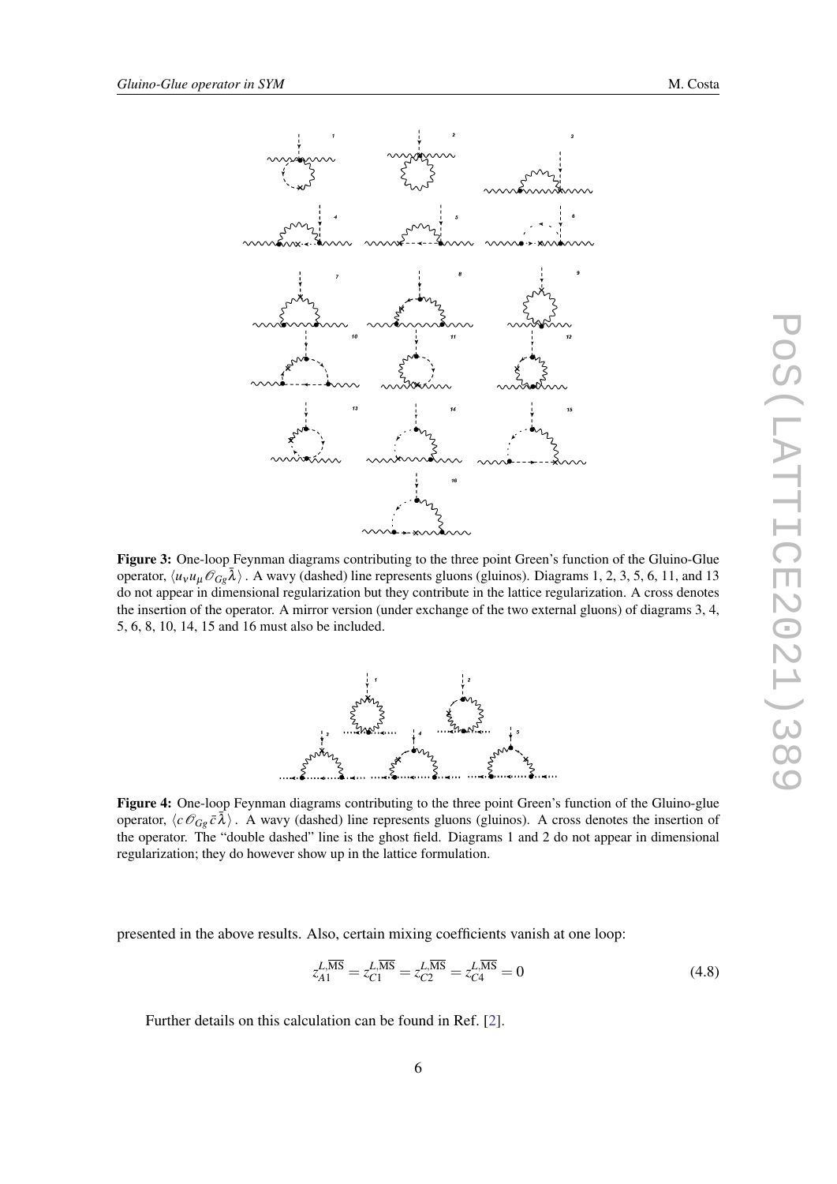**Figure 3:** One-loop Feynman diagrams contributing to the three point Green's function of the Gluino-Glue operator, $\langle u_\nu u_\mu \mathscr{O}_{Gg} \bar{\lambda} \rangle$ . A wavy (dashed) line represents gluons (gluinos). Diagrams 1, 2, 3, 5, 6, 11, and 13 do not appear in dimensional regularization but they contribute in the lattice regularization. A cross denotes the insertion of the operator. A mirror version (under exchange of the two external gluons) of diagrams 3, 4, 5, 6, 8, 10, 14, 15 and 16 must also be included.

**Figure 4:** One-loop Feynman diagrams contributing to the three point Green's function of the Gluino-glue operator, $\langle c \mathscr{O}_{Gg} \bar{c} \bar{\lambda} \rangle$ . A wavy (dashed) line represents gluons (gluinos). A cross denotes the insertion of the operator. The "double dashed" line is the ghost field. Diagrams 1 and 2 do not appear in dimensional regularization; they do however show up in the lattice formulation.

presented in the above results. Also, certain mixing coefficients vanish at one loop:

$$z_{A1}^{L,\overline{\text{MS}}} = z_{C1}^{L,\overline{\text{MS}}} = z_{C2}^{L,\overline{\text{MS}}} = z_{C4}^{L,\overline{\text{MS}}} = 0 \tag{4.8}$$

Further details on this calculation can be found in Ref. [2].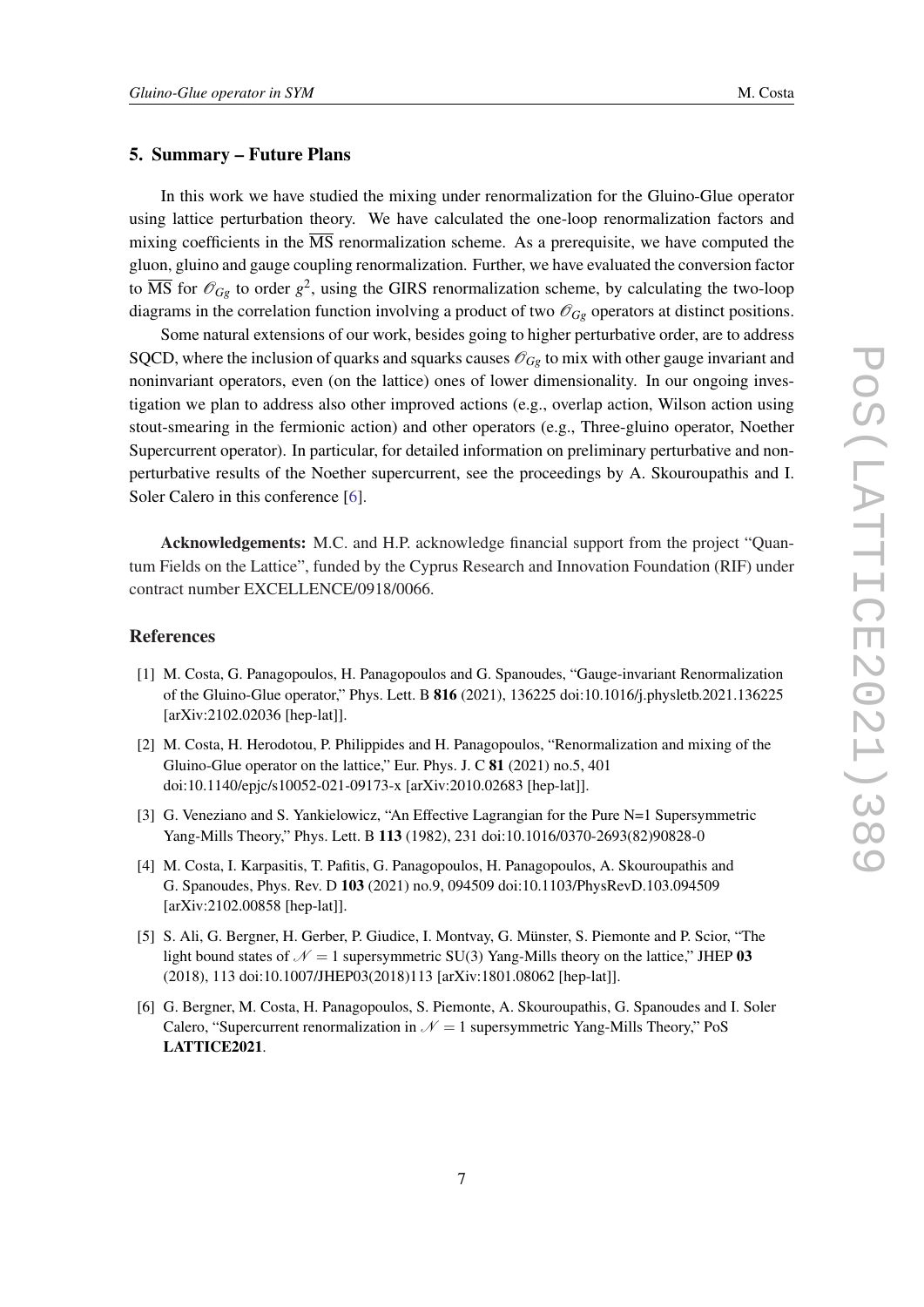## 5. Summary – Future Plans

In this work we have studied the mixing under renormalization for the Gluino-Glue operator using lattice perturbation theory. We have calculated the one-loop renormalization factors and mixing coefficients in the $\overline{\text{MS}}$ renormalization scheme. As a prerequisite, we have computed the gluon, gluino and gauge coupling renormalization. Further, we have evaluated the conversion factor to $\overline{\text{MS}}$ for $\mathscr{O}_{Gg}$ to order $g^2$, using the GIRS renormalization scheme, by calculating the two-loop diagrams in the correlation function involving a product of two $\mathscr{O}_{Gg}$ operators at distinct positions.

Some natural extensions of our work, besides going to higher perturbative order, are to address SQCD, where the inclusion of quarks and squarks causes $\mathscr{O}_{Gg}$ to mix with other gauge invariant and noninvariant operators, even (on the lattice) ones of lower dimensionality. In our ongoing investigation we plan to address also other improved actions (e.g., overlap action, Wilson action using stout-smearing in the fermionic action) and other operators (e.g., Three-gluino operator, Noether Supercurrent operator). In particular, for detailed information on preliminary perturbative and non-perturbative results of the Noether supercurrent, see the proceedings by A. Skouroupathis and I. Soler Calero in this conference [6].

**Acknowledgements:** M.C. and H.P. acknowledge financial support from the project "Quantum Fields on the Lattice", funded by the Cyprus Research and Innovation Foundation (RIF) under contract number EXCELLENCE/0918/0066.

## References

[1] M. Costa, G. Panagopoulos, H. Panagopoulos and G. Spanoudes, "Gauge-invariant Renormalization of the Gluino-Glue operator," Phys. Lett. B **816** (2021), 136225 doi:10.1016/j.physletb.2021.136225 [arXiv:2102.02036 [hep-lat]].

[2] M. Costa, H. Herodotou, P. Philippides and H. Panagopoulos, "Renormalization and mixing of the Gluino-Glue operator on the lattice," Eur. Phys. J. C **81** (2021) no.5, 401 doi:10.1140/epjc/s10052-021-09173-x [arXiv:2010.02683 [hep-lat]].

[3] G. Veneziano and S. Yankielowicz, "An Effective Lagrangian for the Pure N=1 Supersymmetric Yang-Mills Theory," Phys. Lett. B **113** (1982), 231 doi:10.1016/0370-2693(82)90828-0

[4] M. Costa, I. Karpasitis, T. Pafitis, G. Panagopoulos, H. Panagopoulos, A. Skouroupathis and G. Spanoudes, Phys. Rev. D **103** (2021) no.9, 094509 doi:10.1103/PhysRevD.103.094509 [arXiv:2102.00858 [hep-lat]].

[5] S. Ali, G. Bergner, H. Gerber, P. Giudice, I. Montvay, G. Münster, S. Piemonte and P. Scior, "The light bound states of $\mathscr{N}=1$ supersymmetric SU(3) Yang-Mills theory on the lattice," JHEP **03** (2018), 113 doi:10.1007/JHEP03(2018)113 [arXiv:1801.08062 [hep-lat]].

[6] G. Bergner, M. Costa, H. Panagopoulos, S. Piemonte, A. Skouroupathis, G. Spanoudes and I. Soler Calero, "Supercurrent renormalization in $\mathscr{N}=1$ supersymmetric Yang-Mills Theory," PoS **LATTICE2021**.